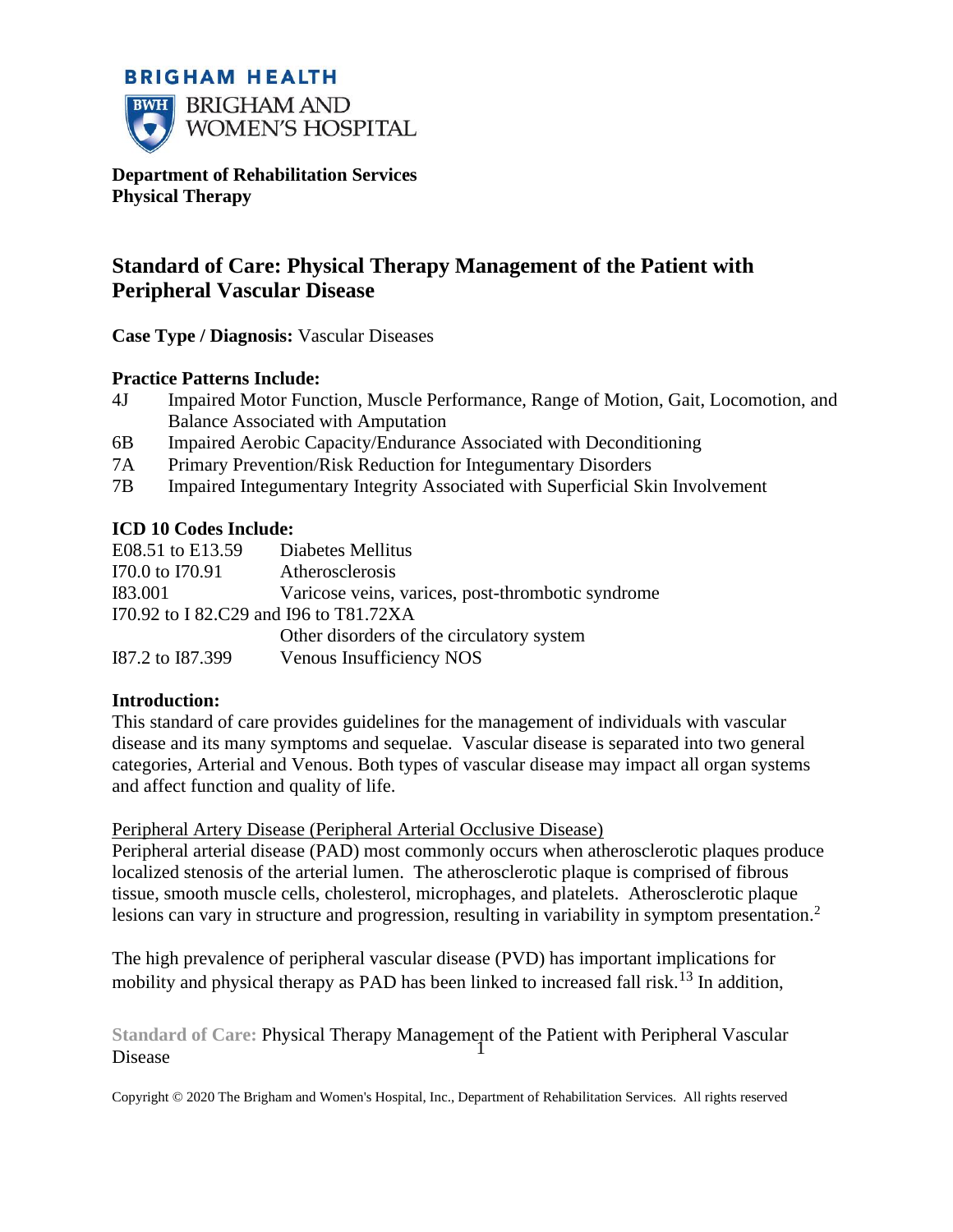BRIGHAM HEALTH

BRIGHAM AND WOMEN'S HOSPITAL

**Department of Rehabilitation Services**
**Physical Therapy**

# Standard of Care: Physical Therapy Management of the Patient with Peripheral Vascular Disease

**Case Type / Diagnosis:** Vascular Diseases

**Practice Patterns Include:**

| | |
|---|---|
| 4J | Impaired Motor Function, Muscle Performance, Range of Motion, Gait, Locomotion, and Balance Associated with Amputation |
| 6B | Impaired Aerobic Capacity/Endurance Associated with Deconditioning |
| 7A | Primary Prevention/Risk Reduction for Integumentary Disorders |
| 7B | Impaired Integumentary Integrity Associated with Superficial Skin Involvement |

**ICD 10 Codes Include:**

| | |
|---|---|
| E08.51 to E13.59 | Diabetes Mellitus |
| I70.0 to I70.91 | Atherosclerosis |
| I83.001 | Varicose veins, varices, post-thrombotic syndrome |
| I70.92 to I 82.C29 and I96 to T81.72XA | Other disorders of the circulatory system |
| I87.2 to I87.399 | Venous Insufficiency NOS |

**Introduction:**

This standard of care provides guidelines for the management of individuals with vascular disease and its many symptoms and sequelae. Vascular disease is separated into two general categories, Arterial and Venous. Both types of vascular disease may impact all organ systems and affect function and quality of life.

Peripheral Artery Disease (Peripheral Arterial Occlusive Disease)

Peripheral arterial disease (PAD) most commonly occurs when atherosclerotic plaques produce localized stenosis of the arterial lumen. The atherosclerotic plaque is comprised of fibrous tissue, smooth muscle cells, cholesterol, microphages, and platelets. Atherosclerotic plaque lesions can vary in structure and progression, resulting in variability in symptom presentation.[2]

The high prevalence of peripheral vascular disease (PVD) has important implications for mobility and physical therapy as PAD has been linked to increased fall risk.[13] In addition,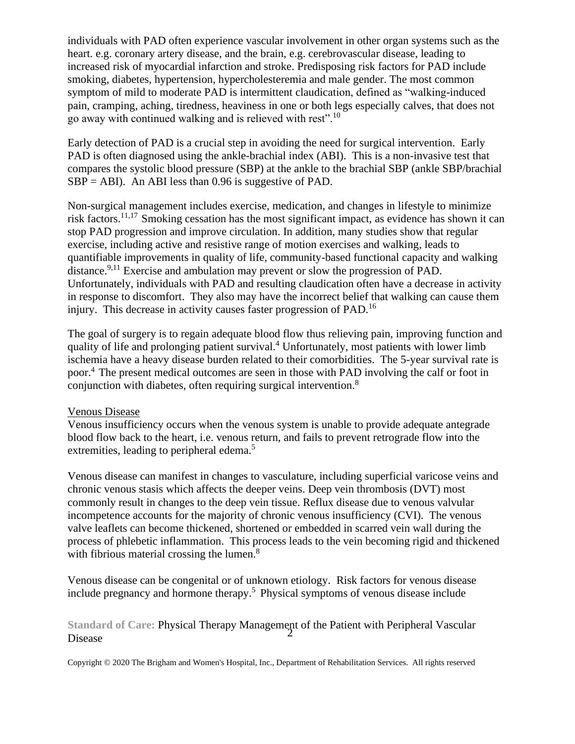individuals with PAD often experience vascular involvement in other organ systems such as the heart. e.g. coronary artery disease, and the brain, e.g. cerebrovascular disease, leading to increased risk of myocardial infarction and stroke. Predisposing risk factors for PAD include smoking, diabetes, hypertension, hypercholesteremia and male gender. The most common symptom of mild to moderate PAD is intermittent claudication, defined as "walking-induced pain, cramping, aching, tiredness, heaviness in one or both legs especially calves, that does not go away with continued walking and is relieved with rest".[10]

Early detection of PAD is a crucial step in avoiding the need for surgical intervention. Early PAD is often diagnosed using the ankle-brachial index (ABI). This is a non-invasive test that compares the systolic blood pressure (SBP) at the ankle to the brachial SBP (ankle SBP/brachial SBP = ABI). An ABI less than 0.96 is suggestive of PAD.

Non-surgical management includes exercise, medication, and changes in lifestyle to minimize risk factors.[11,17] Smoking cessation has the most significant impact, as evidence has shown it can stop PAD progression and improve circulation. In addition, many studies show that regular exercise, including active and resistive range of motion exercises and walking, leads to quantifiable improvements in quality of life, community-based functional capacity and walking distance.[9,11] Exercise and ambulation may prevent or slow the progression of PAD. Unfortunately, individuals with PAD and resulting claudication often have a decrease in activity in response to discomfort. They also may have the incorrect belief that walking can cause them injury. This decrease in activity causes faster progression of PAD.[16]

The goal of surgery is to regain adequate blood flow thus relieving pain, improving function and quality of life and prolonging patient survival.[4] Unfortunately, most patients with lower limb ischemia have a heavy disease burden related to their comorbidities. The 5-year survival rate is poor.[4] The present medical outcomes are seen in those with PAD involving the calf or foot in conjunction with diabetes, often requiring surgical intervention.[8]

Venous Disease

Venous insufficiency occurs when the venous system is unable to provide adequate antegrade blood flow back to the heart, i.e. venous return, and fails to prevent retrograde flow into the extremities, leading to peripheral edema.[5]

Venous disease can manifest in changes to vasculature, including superficial varicose veins and chronic venous stasis which affects the deeper veins. Deep vein thrombosis (DVT) most commonly result in changes to the deep vein tissue. Reflux disease due to venous valvular incompetence accounts for the majority of chronic venous insufficiency (CVI). The venous valve leaflets can become thickened, shortened or embedded in scarred vein wall during the process of phlebetic inflammation. This process leads to the vein becoming rigid and thickened with fibrious material crossing the lumen.[8]

Venous disease can be congenital or of unknown etiology. Risk factors for venous disease include pregnancy and hormone therapy.[5] Physical symptoms of venous disease include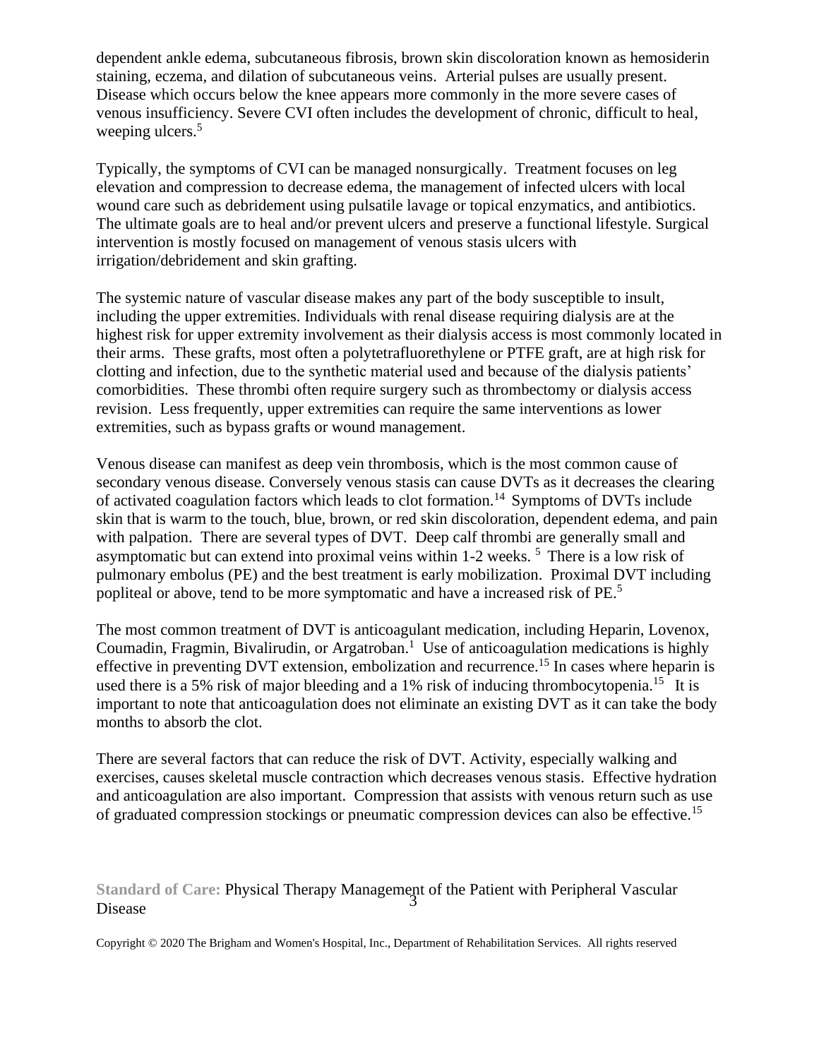dependent ankle edema, subcutaneous fibrosis, brown skin discoloration known as hemosiderin staining, eczema, and dilation of subcutaneous veins. Arterial pulses are usually present. Disease which occurs below the knee appears more commonly in the more severe cases of venous insufficiency. Severe CVI often includes the development of chronic, difficult to heal, weeping ulcers.[5]

Typically, the symptoms of CVI can be managed nonsurgically. Treatment focuses on leg elevation and compression to decrease edema, the management of infected ulcers with local wound care such as debridement using pulsatile lavage or topical enzymatics, and antibiotics. The ultimate goals are to heal and/or prevent ulcers and preserve a functional lifestyle. Surgical intervention is mostly focused on management of venous stasis ulcers with irrigation/debridement and skin grafting.

The systemic nature of vascular disease makes any part of the body susceptible to insult, including the upper extremities. Individuals with renal disease requiring dialysis are at the highest risk for upper extremity involvement as their dialysis access is most commonly located in their arms. These grafts, most often a polytetrafluorethylene or PTFE graft, are at high risk for clotting and infection, due to the synthetic material used and because of the dialysis patients' comorbidities. These thrombi often require surgery such as thrombectomy or dialysis access revision. Less frequently, upper extremities can require the same interventions as lower extremities, such as bypass grafts or wound management.

Venous disease can manifest as deep vein thrombosis, which is the most common cause of secondary venous disease. Conversely venous stasis can cause DVTs as it decreases the clearing of activated coagulation factors which leads to clot formation.[14] Symptoms of DVTs include skin that is warm to the touch, blue, brown, or red skin discoloration, dependent edema, and pain with palpation. There are several types of DVT. Deep calf thrombi are generally small and asymptomatic but can extend into proximal veins within 1-2 weeks.[5] There is a low risk of pulmonary embolus (PE) and the best treatment is early mobilization. Proximal DVT including popliteal or above, tend to be more symptomatic and have a increased risk of PE.[5]

The most common treatment of DVT is anticoagulant medication, including Heparin, Lovenox, Coumadin, Fragmin, Bivalirudin, or Argatroban.[1] Use of anticoagulation medications is highly effective in preventing DVT extension, embolization and recurrence.[15] In cases where heparin is used there is a 5% risk of major bleeding and a 1% risk of inducing thrombocytopenia.[15] It is important to note that anticoagulation does not eliminate an existing DVT as it can take the body months to absorb the clot.

There are several factors that can reduce the risk of DVT. Activity, especially walking and exercises, causes skeletal muscle contraction which decreases venous stasis. Effective hydration and anticoagulation are also important. Compression that assists with venous return such as use of graduated compression stockings or pneumatic compression devices can also be effective.[15]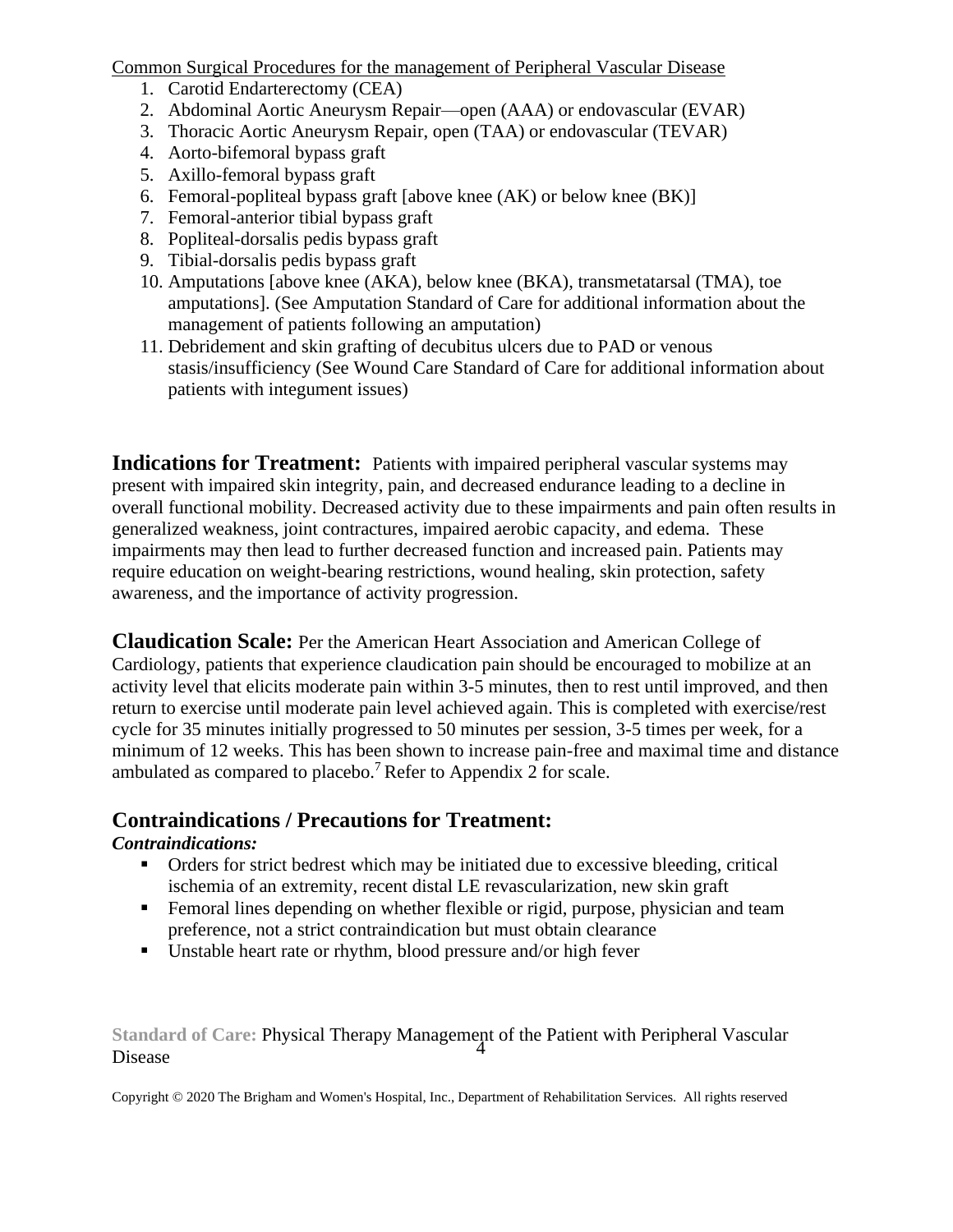Common Surgical Procedures for the management of Peripheral Vascular Disease

1. Carotid Endarterectomy (CEA)
2. Abdominal Aortic Aneurysm Repair—open (AAA) or endovascular (EVAR)
3. Thoracic Aortic Aneurysm Repair, open (TAA) or endovascular (TEVAR)
4. Aorto-bifemoral bypass graft
5. Axillo-femoral bypass graft
6. Femoral-popliteal bypass graft [above knee (AK) or below knee (BK)]
7. Femoral-anterior tibial bypass graft
8. Popliteal-dorsalis pedis bypass graft
9. Tibial-dorsalis pedis bypass graft
10. Amputations [above knee (AKA), below knee (BKA), transmetatarsal (TMA), toe amputations]. (See Amputation Standard of Care for additional information about the management of patients following an amputation)
11. Debridement and skin grafting of decubitus ulcers due to PAD or venous stasis/insufficiency (See Wound Care Standard of Care for additional information about patients with integument issues)

**Indications for Treatment:** Patients with impaired peripheral vascular systems may present with impaired skin integrity, pain, and decreased endurance leading to a decline in overall functional mobility. Decreased activity due to these impairments and pain often results in generalized weakness, joint contractures, impaired aerobic capacity, and edema. These impairments may then lead to further decreased function and increased pain. Patients may require education on weight-bearing restrictions, wound healing, skin protection, safety awareness, and the importance of activity progression.

**Claudication Scale:** Per the American Heart Association and American College of Cardiology, patients that experience claudication pain should be encouraged to mobilize at an activity level that elicits moderate pain within 3-5 minutes, then to rest until improved, and then return to exercise until moderate pain level achieved again. This is completed with exercise/rest cycle for 35 minutes initially progressed to 50 minutes per session, 3-5 times per week, for a minimum of 12 weeks. This has been shown to increase pain-free and maximal time and distance ambulated as compared to placebo.[7] Refer to Appendix 2 for scale.

## Contraindications / Precautions for Treatment:

***Contraindications:***

- Orders for strict bedrest which may be initiated due to excessive bleeding, critical ischemia of an extremity, recent distal LE revascularization, new skin graft
- Femoral lines depending on whether flexible or rigid, purpose, physician and team preference, not a strict contraindication but must obtain clearance
- Unstable heart rate or rhythm, blood pressure and/or high fever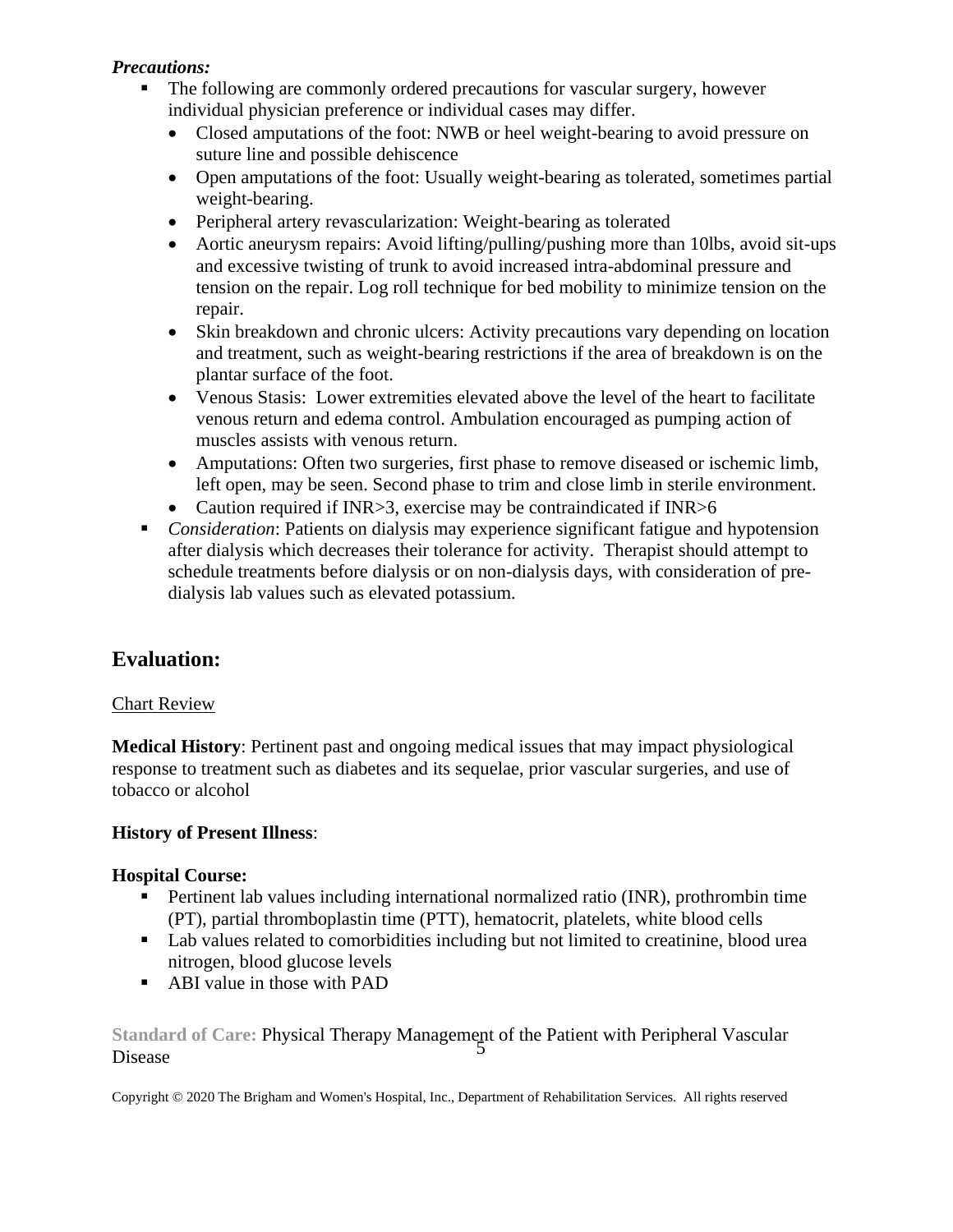***Precautions:***

- The following are commonly ordered precautions for vascular surgery, however individual physician preference or individual cases may differ.
  - Closed amputations of the foot: NWB or heel weight-bearing to avoid pressure on suture line and possible dehiscence
  - Open amputations of the foot: Usually weight-bearing as tolerated, sometimes partial weight-bearing.
  - Peripheral artery revascularization: Weight-bearing as tolerated
  - Aortic aneurysm repairs: Avoid lifting/pulling/pushing more than 10lbs, avoid sit-ups and excessive twisting of trunk to avoid increased intra-abdominal pressure and tension on the repair. Log roll technique for bed mobility to minimize tension on the repair.
  - Skin breakdown and chronic ulcers: Activity precautions vary depending on location and treatment, such as weight-bearing restrictions if the area of breakdown is on the plantar surface of the foot.
  - Venous Stasis: Lower extremities elevated above the level of the heart to facilitate venous return and edema control. Ambulation encouraged as pumping action of muscles assists with venous return.
  - Amputations: Often two surgeries, first phase to remove diseased or ischemic limb, left open, may be seen. Second phase to trim and close limb in sterile environment.
  - Caution required if INR>3, exercise may be contraindicated if INR>6
- *Consideration*: Patients on dialysis may experience significant fatigue and hypotension after dialysis which decreases their tolerance for activity. Therapist should attempt to schedule treatments before dialysis or on non-dialysis days, with consideration of pre-dialysis lab values such as elevated potassium.

## Evaluation:

Chart Review

**Medical History**: Pertinent past and ongoing medical issues that may impact physiological response to treatment such as diabetes and its sequelae, prior vascular surgeries, and use of tobacco or alcohol

**History of Present Illness**:

**Hospital Course:**

- Pertinent lab values including international normalized ratio (INR), prothrombin time (PT), partial thromboplastin time (PTT), hematocrit, platelets, white blood cells
- Lab values related to comorbidities including but not limited to creatinine, blood urea nitrogen, blood glucose levels
- ABI value in those with PAD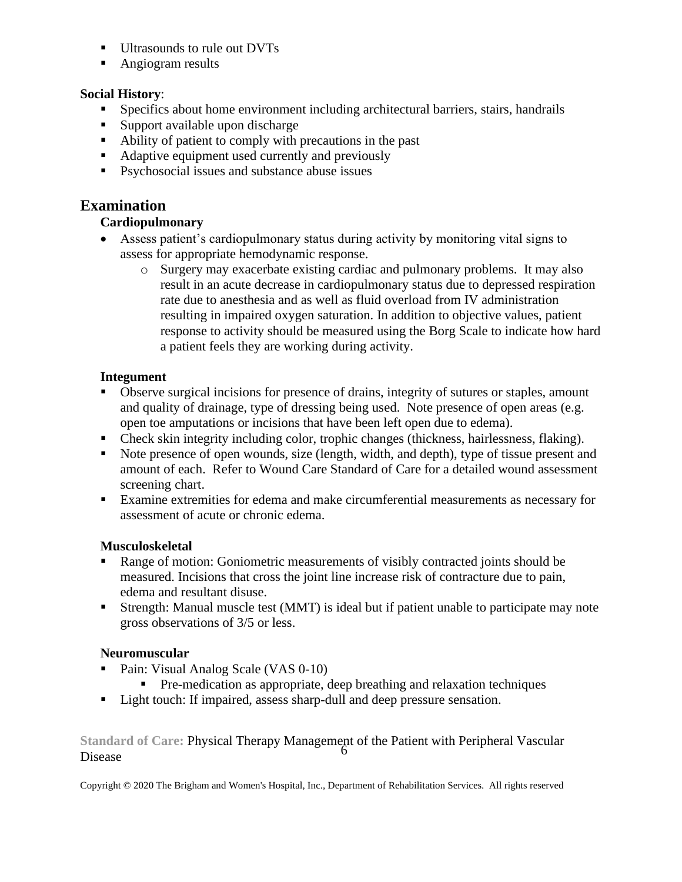- Ultrasounds to rule out DVTs
- Angiogram results

**Social History**:

- Specifics about home environment including architectural barriers, stairs, handrails
- Support available upon discharge
- Ability of patient to comply with precautions in the past
- Adaptive equipment used currently and previously
- Psychosocial issues and substance abuse issues

## Examination

### Cardiopulmonary

- Assess patient's cardiopulmonary status during activity by monitoring vital signs to assess for appropriate hemodynamic response.
    - Surgery may exacerbate existing cardiac and pulmonary problems. It may also result in an acute decrease in cardiopulmonary status due to depressed respiration rate due to anesthesia and as well as fluid overload from IV administration resulting in impaired oxygen saturation. In addition to objective values, patient response to activity should be measured using the Borg Scale to indicate how hard a patient feels they are working during activity.

### Integument

- Observe surgical incisions for presence of drains, integrity of sutures or staples, amount and quality of drainage, type of dressing being used. Note presence of open areas (e.g. open toe amputations or incisions that have been left open due to edema).
- Check skin integrity including color, trophic changes (thickness, hairlessness, flaking).
- Note presence of open wounds, size (length, width, and depth), type of tissue present and amount of each. Refer to Wound Care Standard of Care for a detailed wound assessment screening chart.
- Examine extremities for edema and make circumferential measurements as necessary for assessment of acute or chronic edema.

### Musculoskeletal

- Range of motion: Goniometric measurements of visibly contracted joints should be measured. Incisions that cross the joint line increase risk of contracture due to pain, edema and resultant disuse.
- Strength: Manual muscle test (MMT) is ideal but if patient unable to participate may note gross observations of 3/5 or less.

### Neuromuscular

- Pain: Visual Analog Scale (VAS 0-10)
    - Pre-medication as appropriate, deep breathing and relaxation techniques
- Light touch: If impaired, assess sharp-dull and deep pressure sensation.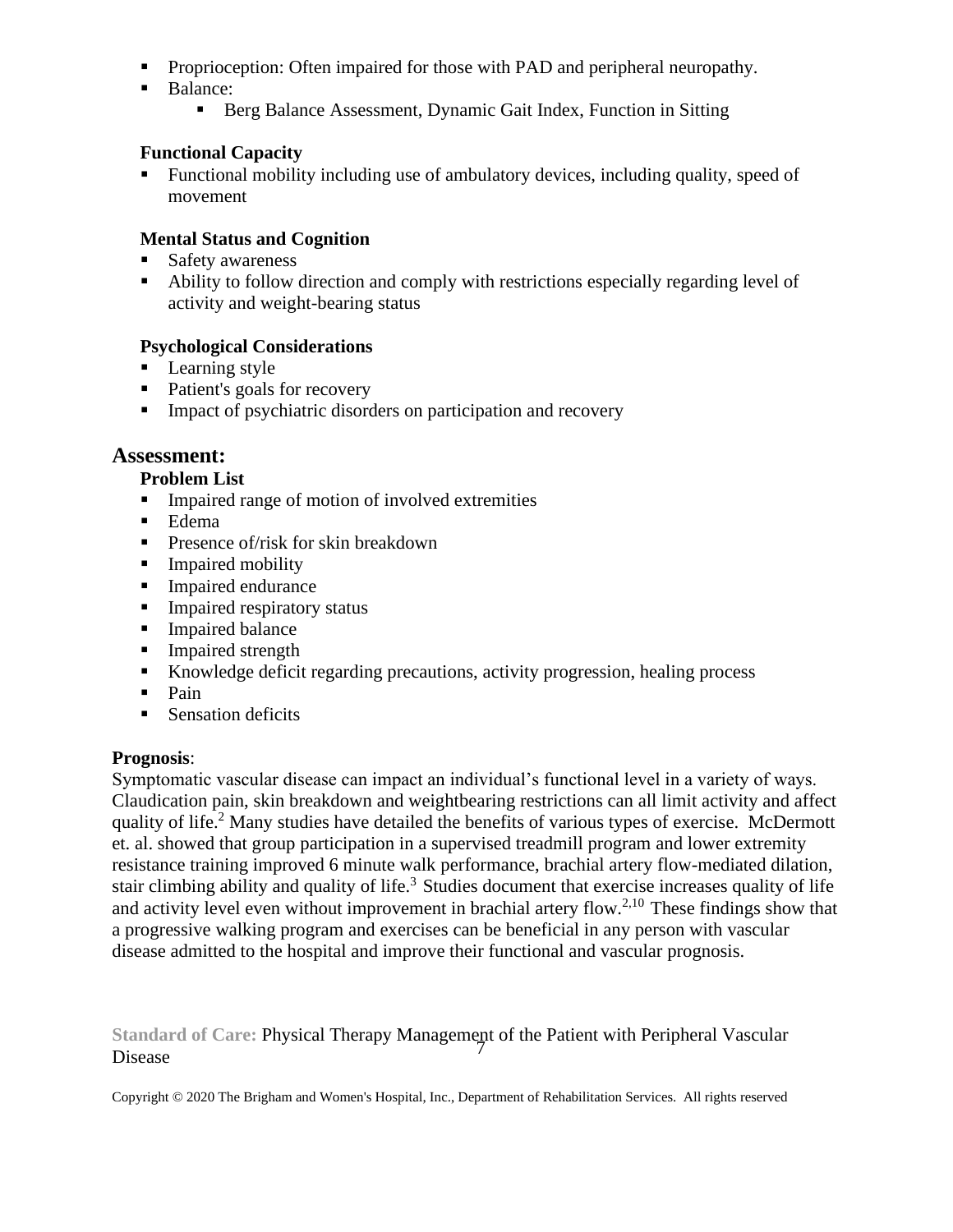- Proprioception: Often impaired for those with PAD and peripheral neuropathy.
- Balance:
  - Berg Balance Assessment, Dynamic Gait Index, Function in Sitting

**Functional Capacity**

- Functional mobility including use of ambulatory devices, including quality, speed of movement

**Mental Status and Cognition**

- Safety awareness
- Ability to follow direction and comply with restrictions especially regarding level of activity and weight-bearing status

**Psychological Considerations**

- Learning style
- Patient's goals for recovery
- Impact of psychiatric disorders on participation and recovery

## Assessment:

**Problem List**

- Impaired range of motion of involved extremities
- Edema
- Presence of/risk for skin breakdown
- Impaired mobility
- Impaired endurance
- Impaired respiratory status
- Impaired balance
- Impaired strength
- Knowledge deficit regarding precautions, activity progression, healing process
- Pain
- Sensation deficits

**Prognosis**:

Symptomatic vascular disease can impact an individual's functional level in a variety of ways. Claudication pain, skin breakdown and weightbearing restrictions can all limit activity and affect quality of life.[2] Many studies have detailed the benefits of various types of exercise. McDermott et. al. showed that group participation in a supervised treadmill program and lower extremity resistance training improved 6 minute walk performance, brachial artery flow-mediated dilation, stair climbing ability and quality of life.[3] Studies document that exercise increases quality of life and activity level even without improvement in brachial artery flow.[2,10] These findings show that a progressive walking program and exercises can be beneficial in any person with vascular disease admitted to the hospital and improve their functional and vascular prognosis.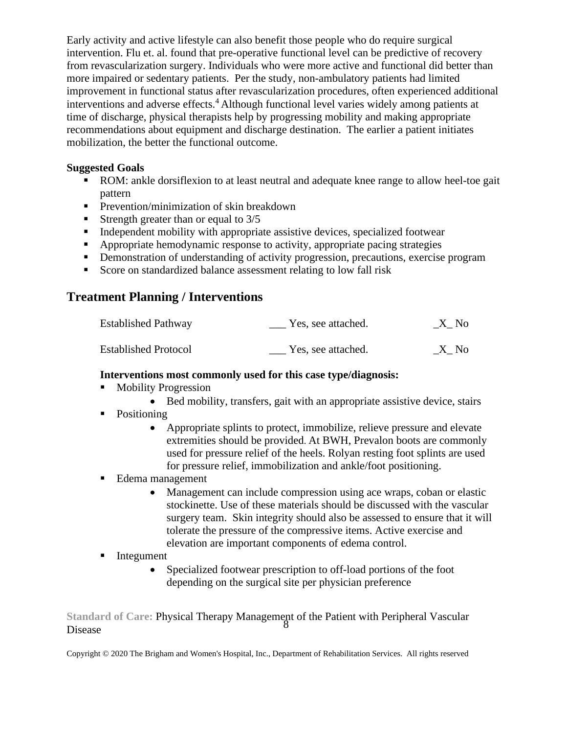Early activity and active lifestyle can also benefit those people who do require surgical intervention. Flu et. al. found that pre-operative functional level can be predictive of recovery from revascularization surgery. Individuals who were more active and functional did better than more impaired or sedentary patients. Per the study, non-ambulatory patients had limited improvement in functional status after revascularization procedures, often experienced additional interventions and adverse effects.[4] Although functional level varies widely among patients at time of discharge, physical therapists help by progressing mobility and making appropriate recommendations about equipment and discharge destination. The earlier a patient initiates mobilization, the better the functional outcome.

**Suggested Goals**

- ROM: ankle dorsiflexion to at least neutral and adequate knee range to allow heel-toe gait pattern
- Prevention/minimization of skin breakdown
- Strength greater than or equal to 3/5
- Independent mobility with appropriate assistive devices, specialized footwear
- Appropriate hemodynamic response to activity, appropriate pacing strategies
- Demonstration of understanding of activity progression, precautions, exercise program
- Score on standardized balance assessment relating to low fall risk

## Treatment Planning / Interventions

| | | |
|---|---|---|
| Established Pathway | ___ Yes, see attached. | _X_ No |
| Established Protocol | ___ Yes, see attached. | _X_ No |

**Interventions most commonly used for this case type/diagnosis:**

- Mobility Progression
  - Bed mobility, transfers, gait with an appropriate assistive device, stairs
- Positioning
  - Appropriate splints to protect, immobilize, relieve pressure and elevate extremities should be provided. At BWH, Prevalon boots are commonly used for pressure relief of the heels. Rolyan resting foot splints are used for pressure relief, immobilization and ankle/foot positioning.
- Edema management
  - Management can include compression using ace wraps, coban or elastic stockinette. Use of these materials should be discussed with the vascular surgery team. Skin integrity should also be assessed to ensure that it will tolerate the pressure of the compressive items. Active exercise and elevation are important components of edema control.
- Integument
  - Specialized footwear prescription to off-load portions of the foot depending on the surgical site per physician preference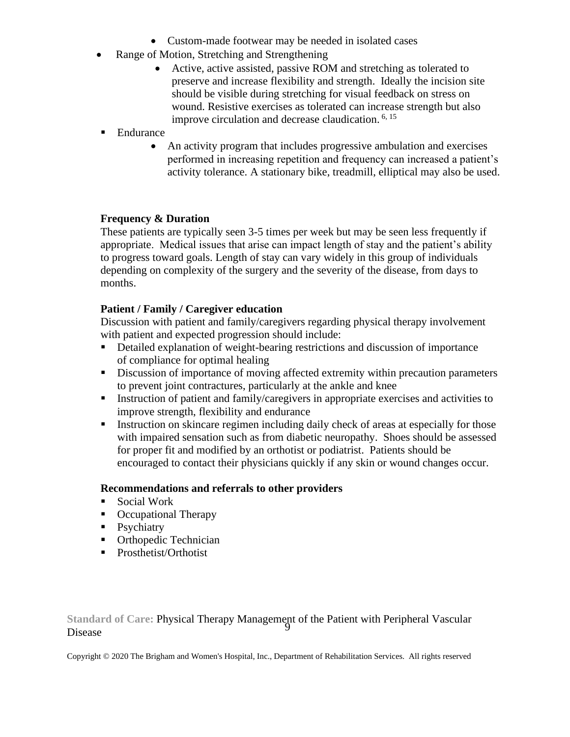- Custom-made footwear may be needed in isolated cases

- Range of Motion, Stretching and Strengthening
  - Active, active assisted, passive ROM and stretching as tolerated to preserve and increase flexibility and strength. Ideally the incision site should be visible during stretching for visual feedback on stress on wound. Resistive exercises as tolerated can increase strength but also improve circulation and decrease claudication.[6, 15]

- Endurance
  - An activity program that includes progressive ambulation and exercises performed in increasing repetition and frequency can increased a patient's activity tolerance. A stationary bike, treadmill, elliptical may also be used.

**Frequency & Duration**

These patients are typically seen 3-5 times per week but may be seen less frequently if appropriate. Medical issues that arise can impact length of stay and the patient's ability to progress toward goals. Length of stay can vary widely in this group of individuals depending on complexity of the surgery and the severity of the disease, from days to months.

**Patient / Family / Caregiver education**

Discussion with patient and family/caregivers regarding physical therapy involvement with patient and expected progression should include:

- Detailed explanation of weight-bearing restrictions and discussion of importance of compliance for optimal healing
- Discussion of importance of moving affected extremity within precaution parameters to prevent joint contractures, particularly at the ankle and knee
- Instruction of patient and family/caregivers in appropriate exercises and activities to improve strength, flexibility and endurance
- Instruction on skincare regimen including daily check of areas at especially for those with impaired sensation such as from diabetic neuropathy. Shoes should be assessed for proper fit and modified by an orthotist or podiatrist. Patients should be encouraged to contact their physicians quickly if any skin or wound changes occur.

**Recommendations and referrals to other providers**

- Social Work
- Occupational Therapy
- Psychiatry
- Orthopedic Technician
- Prosthetist/Orthotist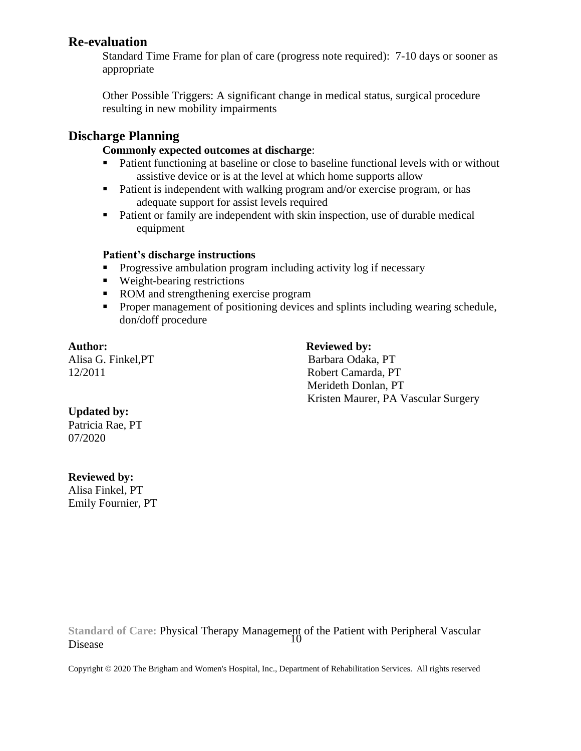## Re-evaluation

Standard Time Frame for plan of care (progress note required): 7-10 days or sooner as appropriate

Other Possible Triggers: A significant change in medical status, surgical procedure resulting in new mobility impairments

## Discharge Planning

**Commonly expected outcomes at discharge**:

- Patient functioning at baseline or close to baseline functional levels with or without assistive device or is at the level at which home supports allow
- Patient is independent with walking program and/or exercise program, or has adequate support for assist levels required
- Patient or family are independent with skin inspection, use of durable medical equipment

**Patient's discharge instructions**

- Progressive ambulation program including activity log if necessary
- Weight-bearing restrictions
- ROM and strengthening exercise program
- Proper management of positioning devices and splints including wearing schedule, don/doff procedure

**Author:**
Alisa G. Finkel,PT
12/2011

**Reviewed by:**
Barbara Odaka, PT
Robert Camarda, PT
Merideth Donlan, PT
Kristen Maurer, PA Vascular Surgery

**Updated by:**
Patricia Rae, PT
07/2020

**Reviewed by:**
Alisa Finkel, PT
Emily Fournier, PT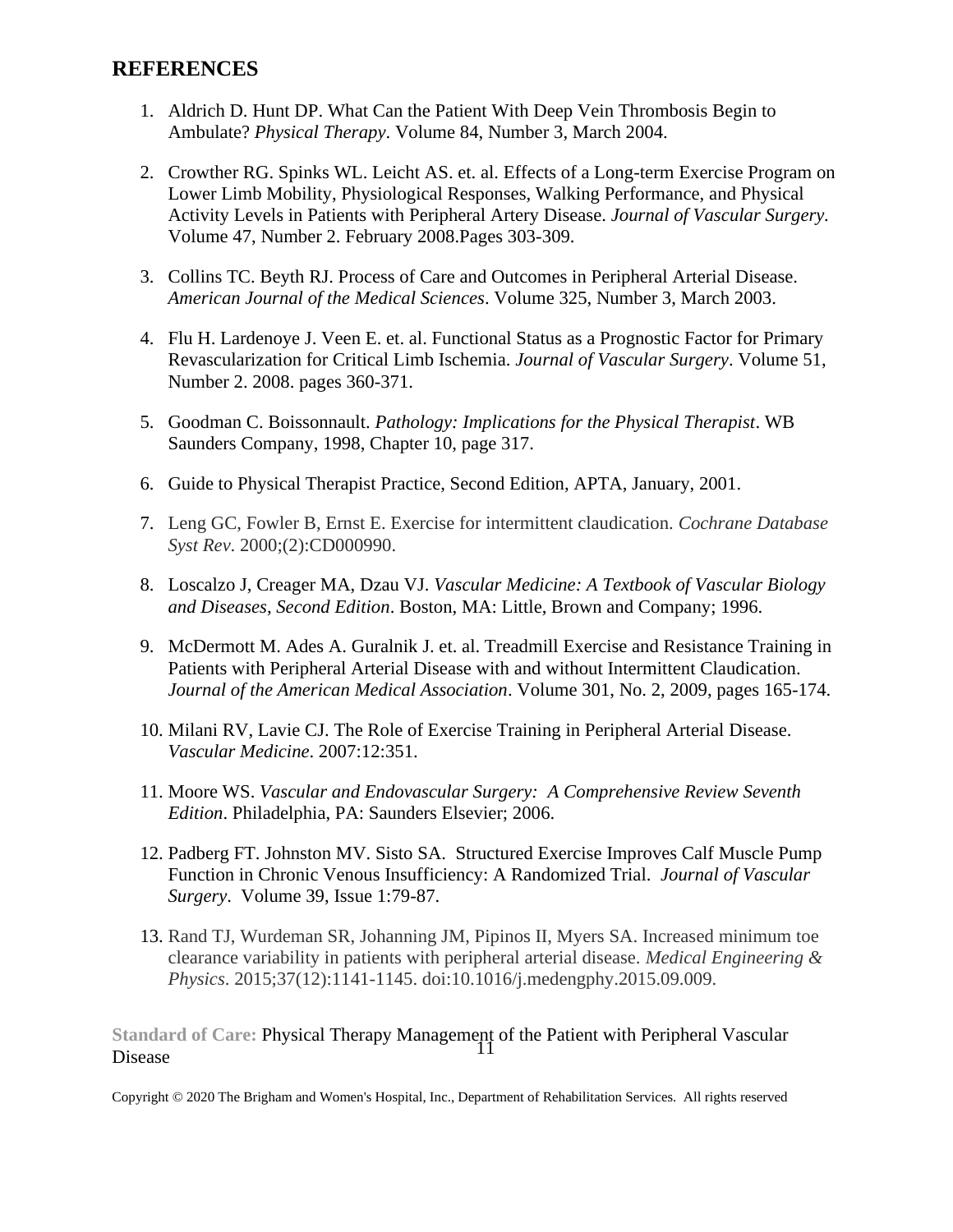## REFERENCES

1. Aldrich D. Hunt DP. What Can the Patient With Deep Vein Thrombosis Begin to Ambulate? *Physical Therapy*. Volume 84, Number 3, March 2004.

2. Crowther RG. Spinks WL. Leicht AS. et. al. Effects of a Long-term Exercise Program on Lower Limb Mobility, Physiological Responses, Walking Performance, and Physical Activity Levels in Patients with Peripheral Artery Disease. *Journal of Vascular Surgery*. Volume 47, Number 2. February 2008.Pages 303-309.

3. Collins TC. Beyth RJ. Process of Care and Outcomes in Peripheral Arterial Disease. *American Journal of the Medical Sciences*. Volume 325, Number 3, March 2003.

4. Flu H. Lardenoye J. Veen E. et. al. Functional Status as a Prognostic Factor for Primary Revascularization for Critical Limb Ischemia. *Journal of Vascular Surgery*. Volume 51, Number 2. 2008. pages 360-371.

5. Goodman C. Boissonnault. *Pathology: Implications for the Physical Therapist*. WB Saunders Company, 1998, Chapter 10, page 317.

6. Guide to Physical Therapist Practice, Second Edition, APTA, January, 2001.

7. Leng GC, Fowler B, Ernst E. Exercise for intermittent claudication. *Cochrane Database Syst Rev*. 2000;(2):CD000990.

8. Loscalzo J, Creager MA, Dzau VJ. *Vascular Medicine: A Textbook of Vascular Biology and Diseases, Second Edition*. Boston, MA: Little, Brown and Company; 1996.

9. McDermott M. Ades A. Guralnik J. et. al. Treadmill Exercise and Resistance Training in Patients with Peripheral Arterial Disease with and without Intermittent Claudication. *Journal of the American Medical Association*. Volume 301, No. 2, 2009, pages 165-174.

10. Milani RV, Lavie CJ. The Role of Exercise Training in Peripheral Arterial Disease. *Vascular Medicine*. 2007:12:351.

11. Moore WS. *Vascular and Endovascular Surgery: A Comprehensive Review Seventh Edition*. Philadelphia, PA: Saunders Elsevier; 2006.

12. Padberg FT. Johnston MV. Sisto SA. Structured Exercise Improves Calf Muscle Pump Function in Chronic Venous Insufficiency: A Randomized Trial. *Journal of Vascular Surgery*. Volume 39, Issue 1:79-87.

13. Rand TJ, Wurdeman SR, Johanning JM, Pipinos II, Myers SA. Increased minimum toe clearance variability in patients with peripheral arterial disease. *Medical Engineering & Physics*. 2015;37(12):1141-1145. doi:10.1016/j.medengphy.2015.09.009.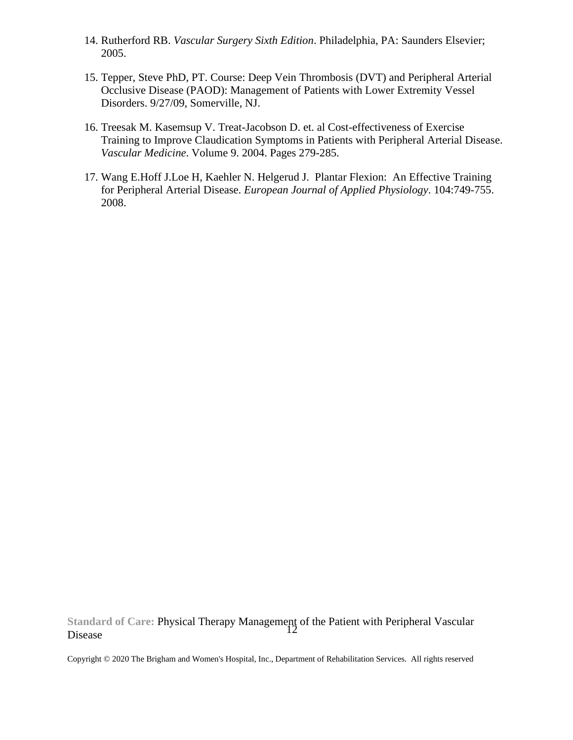14. Rutherford RB. *Vascular Surgery Sixth Edition*. Philadelphia, PA: Saunders Elsevier; 2005.

15. Tepper, Steve PhD, PT. Course: Deep Vein Thrombosis (DVT) and Peripheral Arterial Occlusive Disease (PAOD): Management of Patients with Lower Extremity Vessel Disorders. 9/27/09, Somerville, NJ.

16. Treesak M. Kasemsup V. Treat-Jacobson D. et. al Cost-effectiveness of Exercise Training to Improve Claudication Symptoms in Patients with Peripheral Arterial Disease. *Vascular Medicine*. Volume 9. 2004. Pages 279-285.

17. Wang E.Hoff J.Loe H, Kaehler N. Helgerud J. Plantar Flexion: An Effective Training for Peripheral Arterial Disease. *European Journal of Applied Physiology*. 104:749-755. 2008.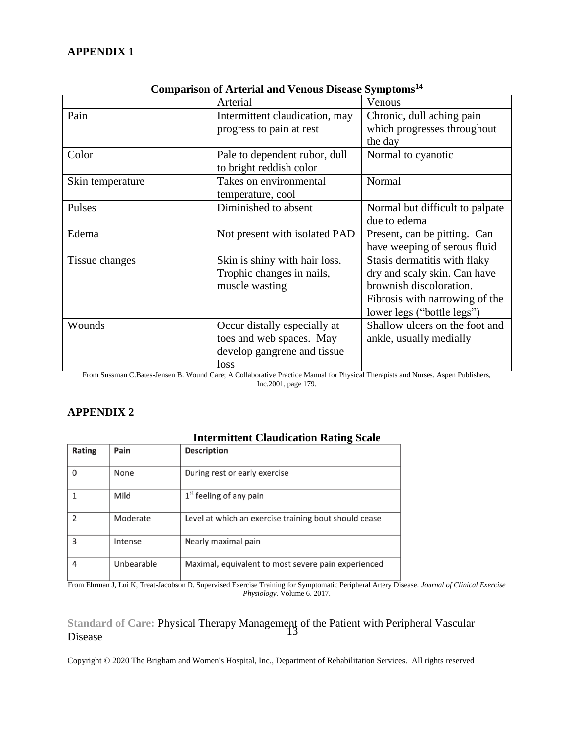## APPENDIX 1

**Comparison of Arterial and Venous Disease Symptoms[14]**

| | Arterial | Venous |
|---|---|---|
| Pain | Intermittent claudication, may progress to pain at rest | Chronic, dull aching pain which progresses throughout the day |
| Color | Pale to dependent rubor, dull to bright reddish color | Normal to cyanotic |
| Skin temperature | Takes on environmental temperature, cool | Normal |
| Pulses | Diminished to absent | Normal but difficult to palpate due to edema |
| Edema | Not present with isolated PAD | Present, can be pitting. Can have weeping of serous fluid |
| Tissue changes | Skin is shiny with hair loss. Trophic changes in nails, muscle wasting | Stasis dermatitis with flaky dry and scaly skin. Can have brownish discoloration. Fibrosis with narrowing of the lower legs ("bottle legs") |
| Wounds | Occur distally especially at toes and web spaces. May develop gangrene and tissue loss | Shallow ulcers on the foot and ankle, usually medially |

From Sussman C.Bates-Jensen B. Wound Care; A Collaborative Practice Manual for Physical Therapists and Nurses. Aspen Publishers, Inc.2001, page 179.

## APPENDIX 2

**Intermittent Claudication Rating Scale**

| Rating | Pain | Description |
|---|---|---|
| 0 | None | During rest or early exercise |
| 1 | Mild | 1st feeling of any pain |
| 2 | Moderate | Level at which an exercise training bout should cease |
| 3 | Intense | Nearly maximal pain |
| 4 | Unbearable | Maximal, equivalent to most severe pain experienced |

From Ehrman J, Lui K, Treat-Jacobson D. Supervised Exercise Training for Symptomatic Peripheral Artery Disease. *Journal of Clinical Exercise Physiology.* Volume 6. 2017.